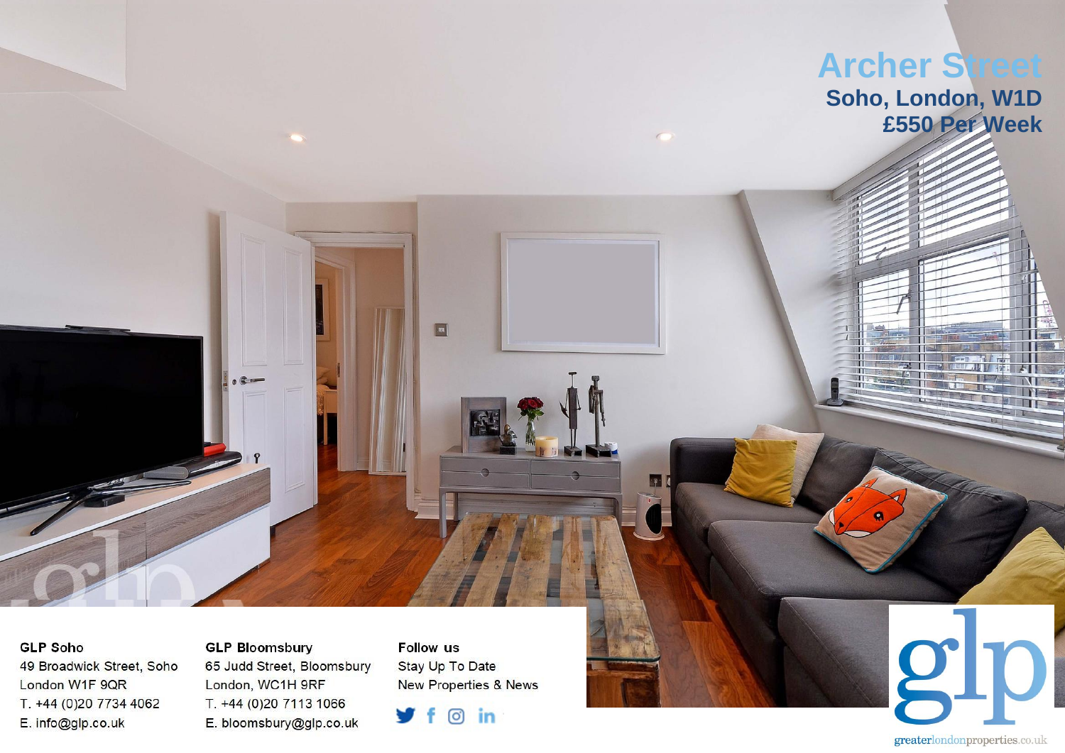# Archer Street

## Soho, London, W1D

## £550 Per Week

**GLP Soho**
49 Broadwick Street, Soho
London W1F 9QR
T. +44 (0)20 7734 4062
E. info@glp.co.uk

**GLP Bloomsbury**
65 Judd Street, Bloomsbury
London, WC1H 9RF
T. +44 (0)20 7113 1066
E. bloomsbury@glp.co.uk

**Follow us**
Stay Up To Date
New Properties & News

glp

greaterlondonproperties.co.uk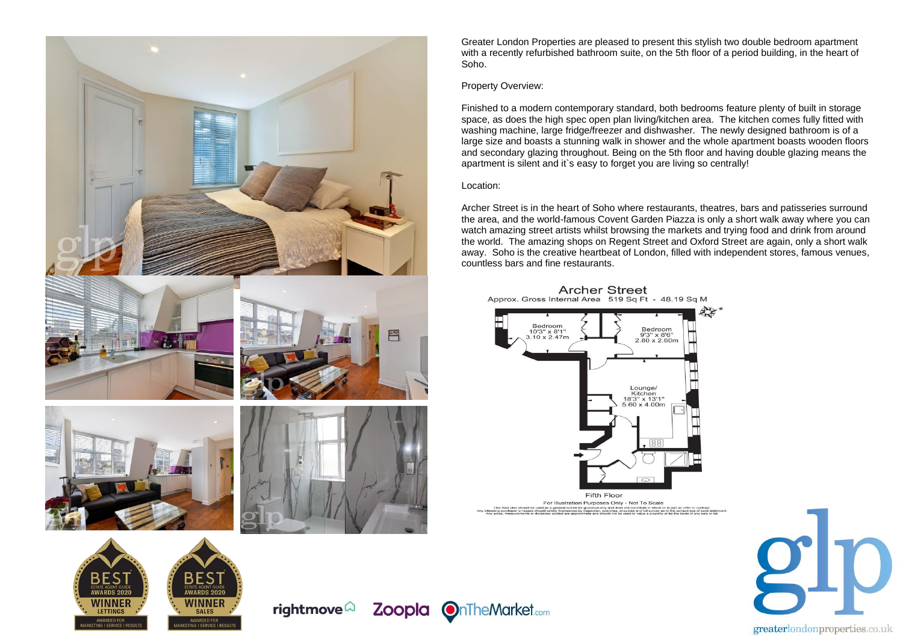Greater London Properties are pleased to present this stylish two double bedroom apartment with a recently refurbished bathroom suite, on the 5th floor of a period building, in the heart of Soho.

Property Overview:

Finished to a modern contemporary standard, both bedrooms feature plenty of built in storage space, as does the high spec open plan living/kitchen area. The kitchen comes fully fitted with washing machine, large fridge/freezer and dishwasher. The newly designed bathroom is of a large size and boasts a stunning walk in shower and the whole apartment boasts wooden floors and secondary glazing throughout. Being on the 5th floor and having double glazing means the apartment is silent and it`s easy to forget you are living so centrally!

Location:

Archer Street is in the heart of Soho where restaurants, theatres, bars and patisseries surround the area, and the world-famous Covent Garden Piazza is only a short walk away where you can watch amazing street artists whilst browsing the markets and trying food and drink from around the world. The amazing shops on Regent Street and Oxford Street are again, only a short walk away. Soho is the creative heartbeat of London, filled with independent stores, famous venues, countless bars and fine restaurants.

## Archer Street

Approx. Gross Internal Area 519 Sq Ft - 48.19 Sq M

Bedroom 10'3" x 8'1" 3.10 x 2.47m

Bedroom 9'3" x 8'6" 2.80 x 2.60m

Lounge/ Kitchen 18'3" x 13'1" 5.60 x 4.00m

Fifth Floor

For Illustration Purposes Only - Not To Scale

This floor plan should be used as a general outline for guidance only and does not constitute in whole or in part an offer or contract. Any intending purchaser or lessee should satisfy themselves by inspection, searches, enquiries and full survey as to the correctness of each statement. Any areas, measurements or distances quoted are approximate and should not be used to value a property or be the basis of any sale or let.

BEST ESTATE AGENT GUIDE AWARDS 2020 WINNER LETTINGS — AWARDED FOR MARKETING | SERVICE | RESULTS

BEST ESTATE AGENT GUIDE AWARDS 2020 WINNER SALES — AWARDED FOR MARKETING | SERVICE | RESULTS

rightmove Zoopla OnTheMarket.com

greaterlondonproperties.co.uk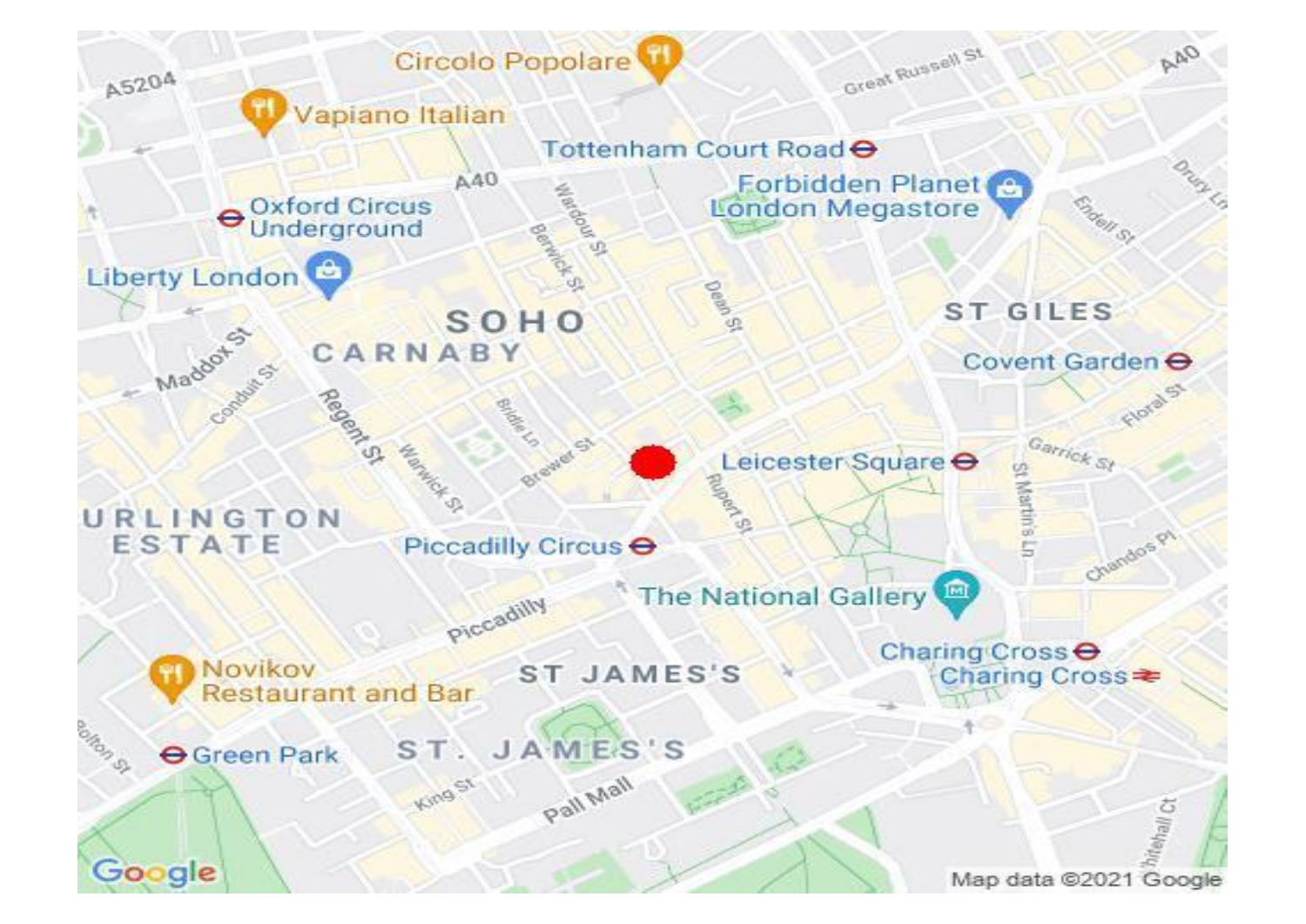Circolo Popolare

A5204

Vapiano Italian

Great Russell St

A40

Tottenham Court Road

A40

Oxford Circus Underground

Wardour St

Berwick St

Forbidden Planet London Megastore

Drury Ln

Endell St

Liberty London

Dean St

SOHO

ST GILES

CARNABY

Maddox St

Conduit St

Covent Garden

Regent St

Bridle Ln

Floral St

Warwick St

Brewer St

Garrick St

Leicester Square

Rupert St

St Martin's Ln

URLINGTON ESTATE

Piccadilly Circus

Chandos Pl

The National Gallery

Piccadilly

Novikov Restaurant and Bar

ST JAMES'S

Charing Cross

Charing Cross

Bolton St

Green Park

ST. JAMES'S

King St

Pall Mall

Whitehall Ct

Google

Map data ©2021 Google